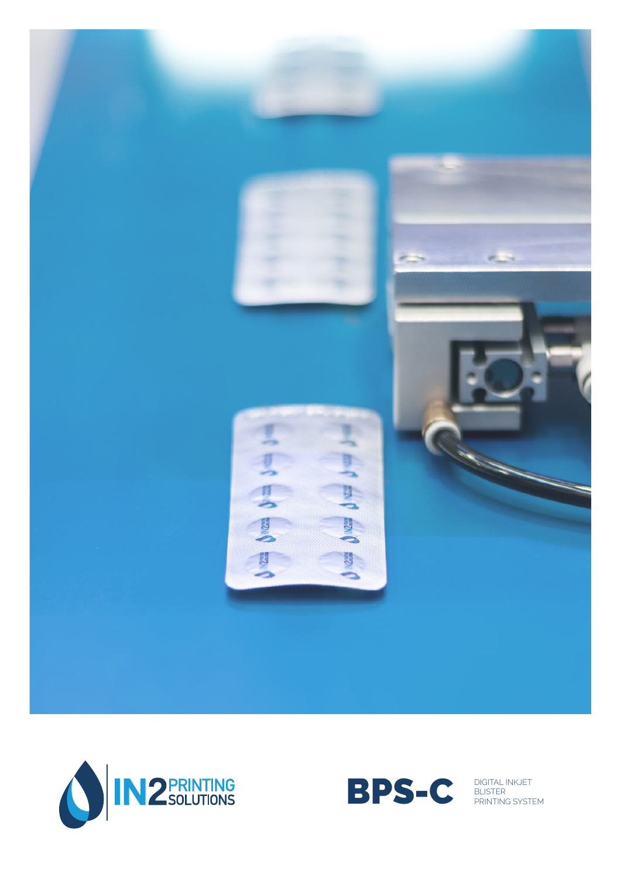IN2 PRINTING SOLUTIONS

# BPS-C

DIGITAL INKJET BLISTER PRINTING SYSTEM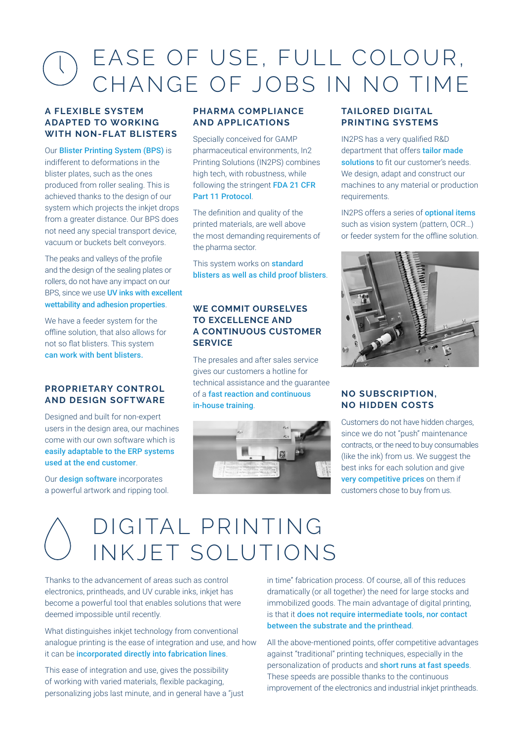# EASE OF USE, FULL COLOUR, CHANGE OF JOBS IN NO TIME

### A FLEXIBLE SYSTEM ADAPTED TO WORKING WITH NON-FLAT BLISTERS

Our **Blister Printing System (BPS)** is indifferent to deformations in the blister plates, such as the ones produced from roller sealing. This is achieved thanks to the design of our system which projects the inkjet drops from a greater distance. Our BPS does not need any special transport device, vacuum or buckets belt conveyors.

The peaks and valleys of the profile and the design of the sealing plates or rollers, do not have any impact on our BPS, since we use **UV inks with excellent wettability and adhesion properties**.

We have a feeder system for the offline solution, that also allows for not so flat blisters. This system **can work with bent blisters.**

### PROPRIETARY CONTROL AND DESIGN SOFTWARE

Designed and built for non-expert users in the design area, our machines come with our own software which is **easily adaptable to the ERP systems used at the end customer**.

Our **design software** incorporates a powerful artwork and ripping tool.

### PHARMA COMPLIANCE AND APPLICATIONS

Specially conceived for GAMP pharmaceutical environments, In2 Printing Solutions (IN2PS) combines high tech, with robustness, while following the stringent **FDA 21 CFR Part 11 Protocol**.

The definition and quality of the printed materials, are well above the most demanding requirements of the pharma sector.

This system works on **standard blisters as well as child proof blisters**.

### WE COMMIT OURSELVES TO EXCELLENCE AND A CONTINUOUS CUSTOMER SERVICE

The presales and after sales service gives our customers a hotline for technical assistance and the guarantee of a **fast reaction and continuous in-house training**.

### TAILORED DIGITAL PRINTING SYSTEMS

IN2PS has a very qualified R&D department that offers **tailor made solutions** to fit our customer's needs. We design, adapt and construct our machines to any material or production requirements.

IN2PS offers a series of **optional items** such as vision system (pattern, OCR…) or feeder system for the offline solution.

### NO SUBSCRIPTION, NO HIDDEN COSTS

Customers do not have hidden charges, since we do not "push" maintenance contracts, or the need to buy consumables (like the ink) from us. We suggest the best inks for each solution and give **very competitive prices** on them if customers chose to buy from us.

# DIGITAL PRINTING INKJET SOLUTIONS

Thanks to the advancement of areas such as control electronics, printheads, and UV curable inks, inkjet has become a powerful tool that enables solutions that were deemed impossible until recently.

What distinguishes inkjet technology from conventional analogue printing is the ease of integration and use, and how it can be **incorporated directly into fabrication lines**.

This ease of integration and use, gives the possibility of working with varied materials, flexible packaging, personalizing jobs last minute, and in general have a "just in time" fabrication process. Of course, all of this reduces dramatically (or all together) the need for large stocks and immobilized goods. The main advantage of digital printing, is that it **does not require intermediate tools, nor contact between the substrate and the printhead**.

All the above-mentioned points, offer competitive advantages against "traditional" printing techniques, especially in the personalization of products and **short runs at fast speeds**. These speeds are possible thanks to the continuous improvement of the electronics and industrial inkjet printheads.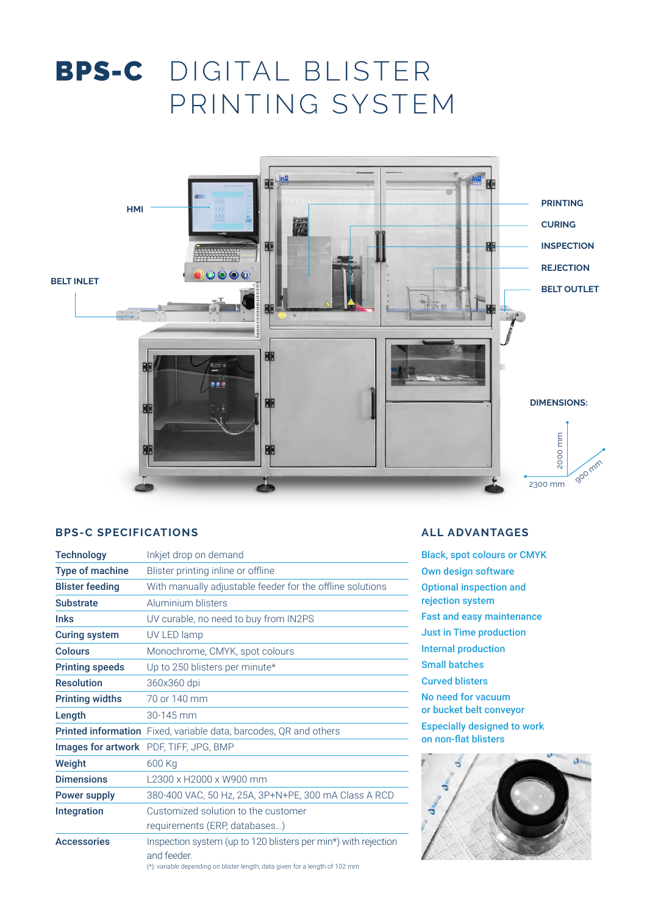# BPS-C DIGITAL BLISTER PRINTING SYSTEM

HMI

BELT INLET

PRINTING

CURING

INSPECTION

REJECTION

BELT OUTLET

DIMENSIONS:

2000 mm

2300 mm

900 mm

## BPS-C SPECIFICATIONS

| | |
|---|---|
| **Technology** | Inkjet drop on demand |
| **Type of machine** | Blister printing inline or offline |
| **Blister feeding** | With manually adjustable feeder for the offline solutions |
| **Substrate** | Aluminium blisters |
| **Inks** | UV curable, no need to buy from IN2PS |
| **Curing system** | UV LED lamp |
| **Colours** | Monochrome, CMYK, spot colours |
| **Printing speeds** | Up to 250 blisters per minute* |
| **Resolution** | 360x360 dpi |
| **Printing widths** | 70 or 140 mm |
| **Length** | 30-145 mm |
| **Printed information** | Fixed, variable data, barcodes, QR and others |
| **Images for artwork** | PDF, TIFF, JPG, BMP |
| **Weight** | 600 Kg |
| **Dimensions** | L2300 x H2000 x W900 mm |
| **Power supply** | 380-400 VAC, 50 Hz, 25A, 3P+N+PE, 300 mA Class A RCD |
| **Integration** | Customized solution to the customer requirements (ERP, databases…) |
| **Accessories** | Inspection system (up to 120 blisters per min*) with rejection and feeder. |

(*): variable depending on blister length, data given for a length of 102 mm

## ALL ADVANTAGES

- Black, spot colours or CMYK
- Own design software
- Optional inspection and rejection system
- Fast and easy maintenance
- Just in Time production
- Internal production
- Small batches
- Curved blisters
- No need for vacuum or bucket belt conveyor
- Especially designed to work on non-flat blisters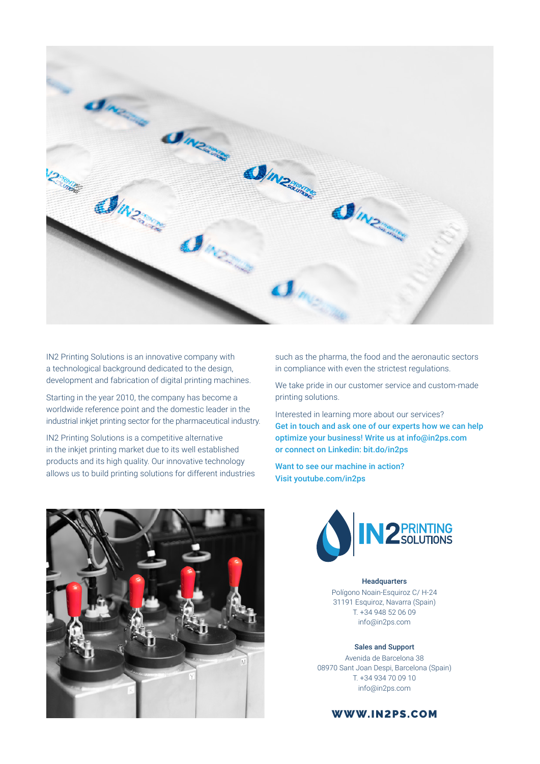IN2 Printing Solutions is an innovative company with a technological background dedicated to the design, development and fabrication of digital printing machines.

Starting in the year 2010, the company has become a worldwide reference point and the domestic leader in the industrial inkjet printing sector for the pharmaceutical industry.

IN2 Printing Solutions is a competitive alternative in the inkjet printing market due to its well established products and its high quality. Our innovative technology allows us to build printing solutions for different industries such as the pharma, the food and the aeronautic sectors in compliance with even the strictest regulations.

We take pride in our customer service and custom-made printing solutions.

Interested in learning more about our services?
**Get in touch and ask one of our experts how we can help optimize your business! Write us at info@in2ps.com or connect on Linkedin: bit.do/in2ps**

**Want to see our machine in action?**
**Visit youtube.com/in2ps**

IN2 PRINTING SOLUTIONS

**Headquarters**
Polígono Noain-Esquiroz C/ H-24
31191 Esquiroz, Navarra (Spain)
T. +34 948 52 06 09
info@in2ps.com

**Sales and Support**
Avenida de Barcelona 38
08970 Sant Joan Despi, Barcelona (Spain)
T. +34 934 70 09 10
info@in2ps.com

**WWW.IN2PS.COM**